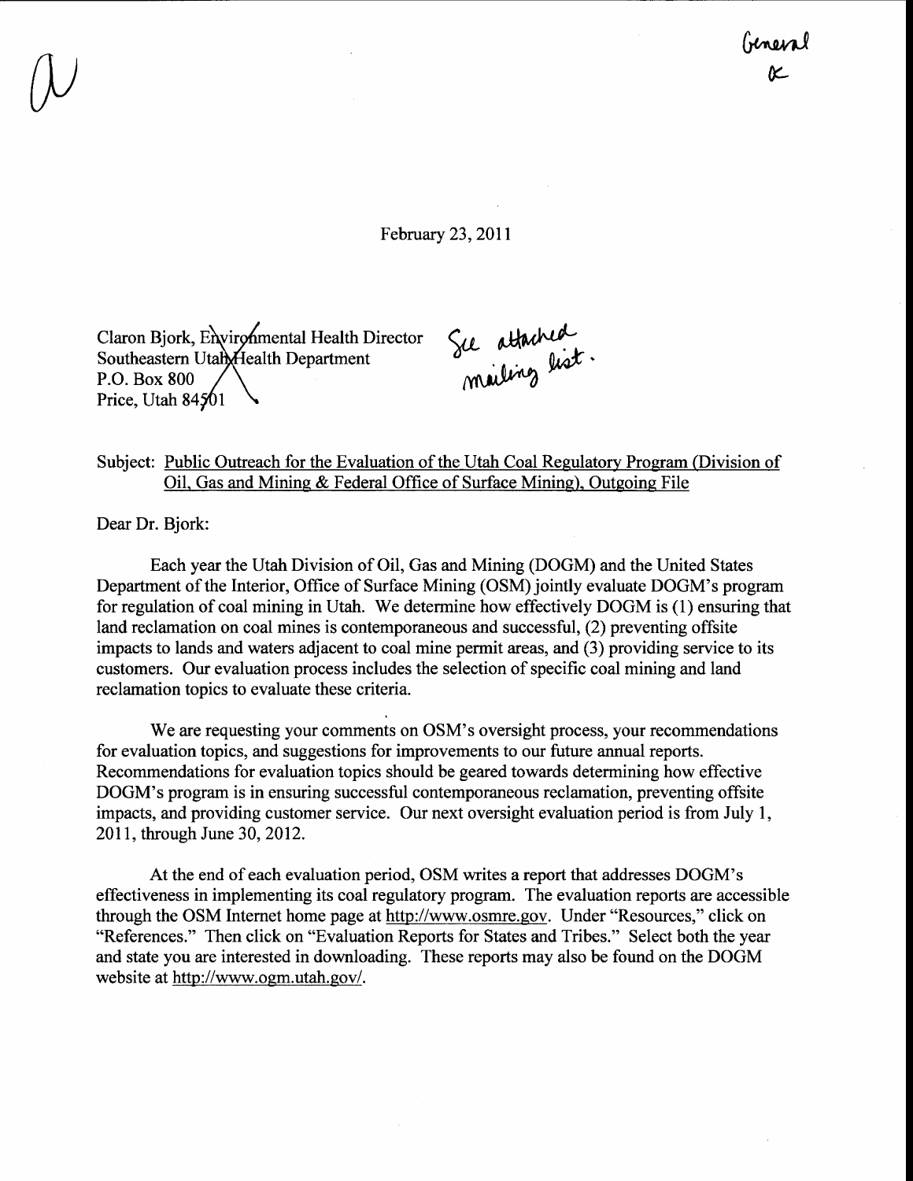General
cc

February 23, 2011

Claron Bjork, Environmental Health Director
Southeastern Utah Health Department
P.O. Box 800
Price, Utah 84501

See attached mailing list.

Subject: <u>Public Outreach for the Evaluation of the Utah Coal Regulatory Program (Division of Oil, Gas and Mining & Federal Office of Surface Mining), Outgoing File</u>

Dear Dr. Bjork:

Each year the Utah Division of Oil, Gas and Mining (DOGM) and the United States Department of the Interior, Office of Surface Mining (OSM) jointly evaluate DOGM's program for regulation of coal mining in Utah. We determine how effectively DOGM is (1) ensuring that land reclamation on coal mines is contemporaneous and successful, (2) preventing offsite impacts to lands and waters adjacent to coal mine permit areas, and (3) providing service to its customers. Our evaluation process includes the selection of specific coal mining and land reclamation topics to evaluate these criteria.

We are requesting your comments on OSM's oversight process, your recommendations for evaluation topics, and suggestions for improvements to our future annual reports. Recommendations for evaluation topics should be geared towards determining how effective DOGM's program is in ensuring successful contemporaneous reclamation, preventing offsite impacts, and providing customer service. Our next oversight evaluation period is from July 1, 2011, through June 30, 2012.

At the end of each evaluation period, OSM writes a report that addresses DOGM's effectiveness in implementing its coal regulatory program. The evaluation reports are accessible through the OSM Internet home page at http://www.osmre.gov. Under "Resources," click on "References." Then click on "Evaluation Reports for States and Tribes." Select both the year and state you are interested in downloading. These reports may also be found on the DOGM website at http://www.ogm.utah.gov/.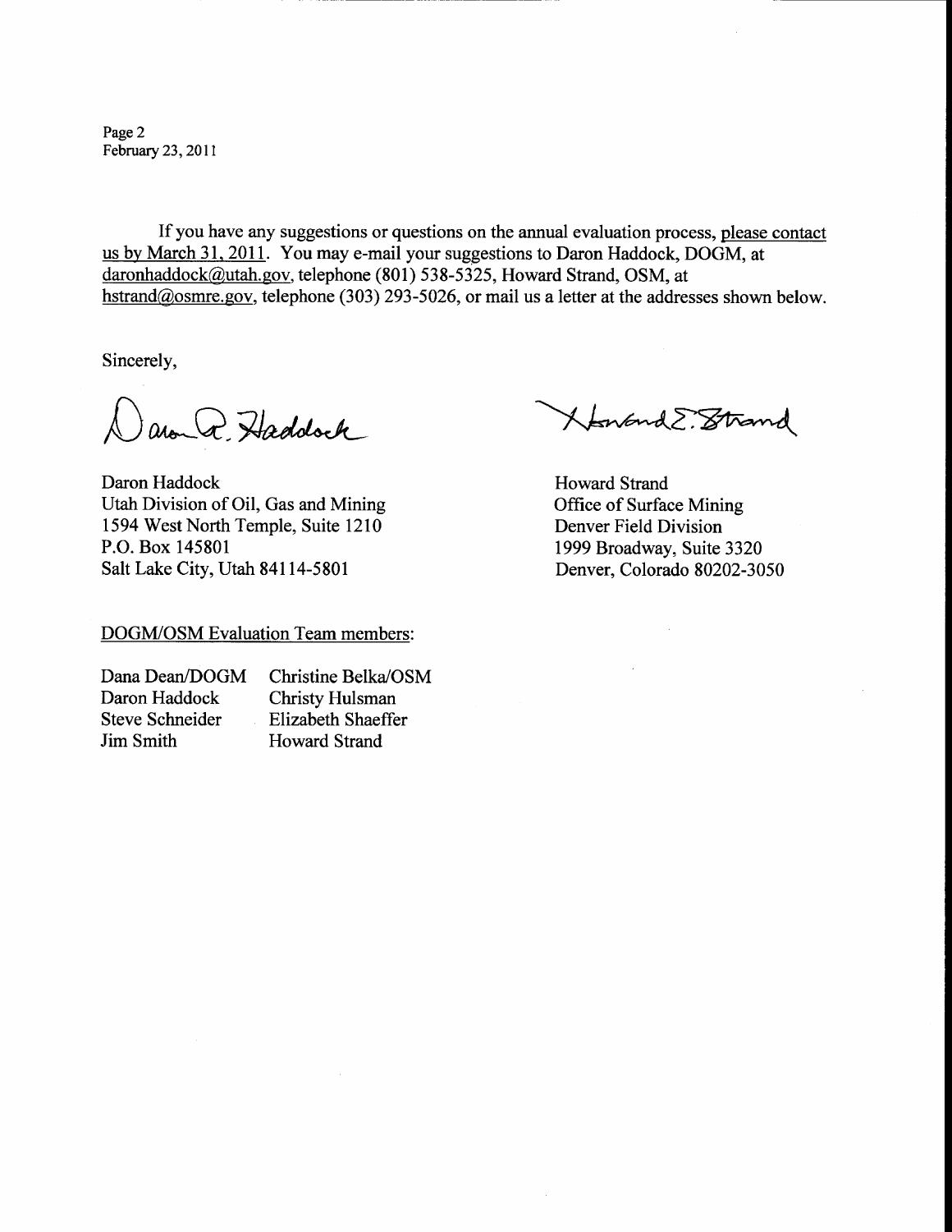Page 2
February 23, 2011

If you have any suggestions or questions on the annual evaluation process, please contact us by March 31, 2011. You may e-mail your suggestions to Daron Haddock, DOGM, at daronhaddock@utah.gov, telephone (801) 538-5325, Howard Strand, OSM, at hstrand@osmre.gov, telephone (303) 293-5026, or mail us a letter at the addresses shown below.

Sincerely,

Daron Haddock
Utah Division of Oil, Gas and Mining
1594 West North Temple, Suite 1210
P.O. Box 145801
Salt Lake City, Utah 84114-5801

Howard Strand
Office of Surface Mining
Denver Field Division
1999 Broadway, Suite 3320
Denver, Colorado 80202-3050

DOGM/OSM Evaluation Team members:

| | |
|---|---|
| Dana Dean/DOGM | Christine Belka/OSM |
| Daron Haddock | Christy Hulsman |
| Steve Schneider | Elizabeth Shaeffer |
| Jim Smith | Howard Strand |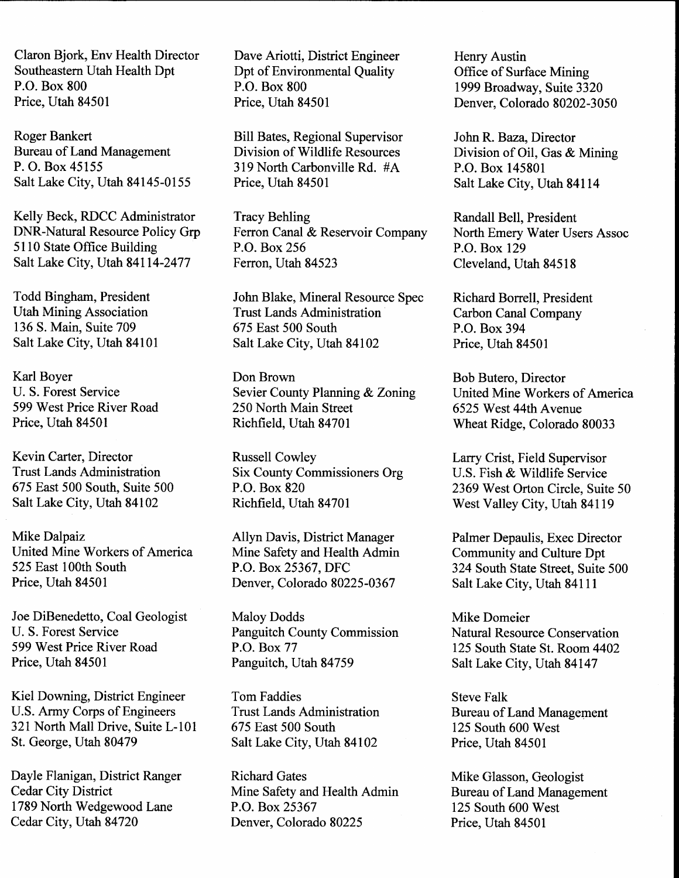Claron Bjork, Env Health Director
Southeastern Utah Health Dpt
P.O. Box 800
Price, Utah 84501

Dave Ariotti, District Engineer
Dpt of Environmental Quality
P.O. Box 800
Price, Utah 84501

Henry Austin
Office of Surface Mining
1999 Broadway, Suite 3320
Denver, Colorado 80202-3050

Roger Bankert
Bureau of Land Management
P. O. Box 45155
Salt Lake City, Utah 84145-0155

Bill Bates, Regional Supervisor
Division of Wildlife Resources
319 North Carbonville Rd. #A
Price, Utah 84501

John R. Baza, Director
Division of Oil, Gas & Mining
P.O. Box 145801
Salt Lake City, Utah 84114

Kelly Beck, RDCC Administrator
DNR-Natural Resource Policy Grp
5110 State Office Building
Salt Lake City, Utah 84114-2477

Tracy Behling
Ferron Canal & Reservoir Company
P.O. Box 256
Ferron, Utah 84523

Randall Bell, President
North Emery Water Users Assoc
P.O. Box 129
Cleveland, Utah 84518

Todd Bingham, President
Utah Mining Association
136 S. Main, Suite 709
Salt Lake City, Utah 84101

John Blake, Mineral Resource Spec
Trust Lands Administration
675 East 500 South
Salt Lake City, Utah 84102

Richard Borrell, President
Carbon Canal Company
P.O. Box 394
Price, Utah 84501

Karl Boyer
U. S. Forest Service
599 West Price River Road
Price, Utah 84501

Don Brown
Sevier County Planning & Zoning
250 North Main Street
Richfield, Utah 84701

Bob Butero, Director
United Mine Workers of America
6525 West 44th Avenue
Wheat Ridge, Colorado 80033

Kevin Carter, Director
Trust Lands Administration
675 East 500 South, Suite 500
Salt Lake City, Utah 84102

Russell Cowley
Six County Commissioners Org
P.O. Box 820
Richfield, Utah 84701

Larry Crist, Field Supervisor
U.S. Fish & Wildlife Service
2369 West Orton Circle, Suite 50
West Valley City, Utah 84119

Mike Dalpaiz
United Mine Workers of America
525 East 100th South
Price, Utah 84501

Allyn Davis, District Manager
Mine Safety and Health Admin
P.O. Box 25367, DFC
Denver, Colorado 80225-0367

Palmer Depaulis, Exec Director
Community and Culture Dpt
324 South State Street, Suite 500
Salt Lake City, Utah 84111

Joe DiBenedetto, Coal Geologist
U. S. Forest Service
599 West Price River Road
Price, Utah 84501

Maloy Dodds
Panguitch County Commission
P.O. Box 77
Panguitch, Utah 84759

Mike Domeier
Natural Resource Conservation
125 South State St. Room 4402
Salt Lake City, Utah 84147

Kiel Downing, District Engineer
U.S. Army Corps of Engineers
321 North Mall Drive, Suite L-101
St. George, Utah 80479

Tom Faddies
Trust Lands Administration
675 East 500 South
Salt Lake City, Utah 84102

Steve Falk
Bureau of Land Management
125 South 600 West
Price, Utah 84501

Dayle Flanigan, District Ranger
Cedar City District
1789 North Wedgewood Lane
Cedar City, Utah 84720

Richard Gates
Mine Safety and Health Admin
P.O. Box 25367
Denver, Colorado 80225

Mike Glasson, Geologist
Bureau of Land Management
125 South 600 West
Price, Utah 84501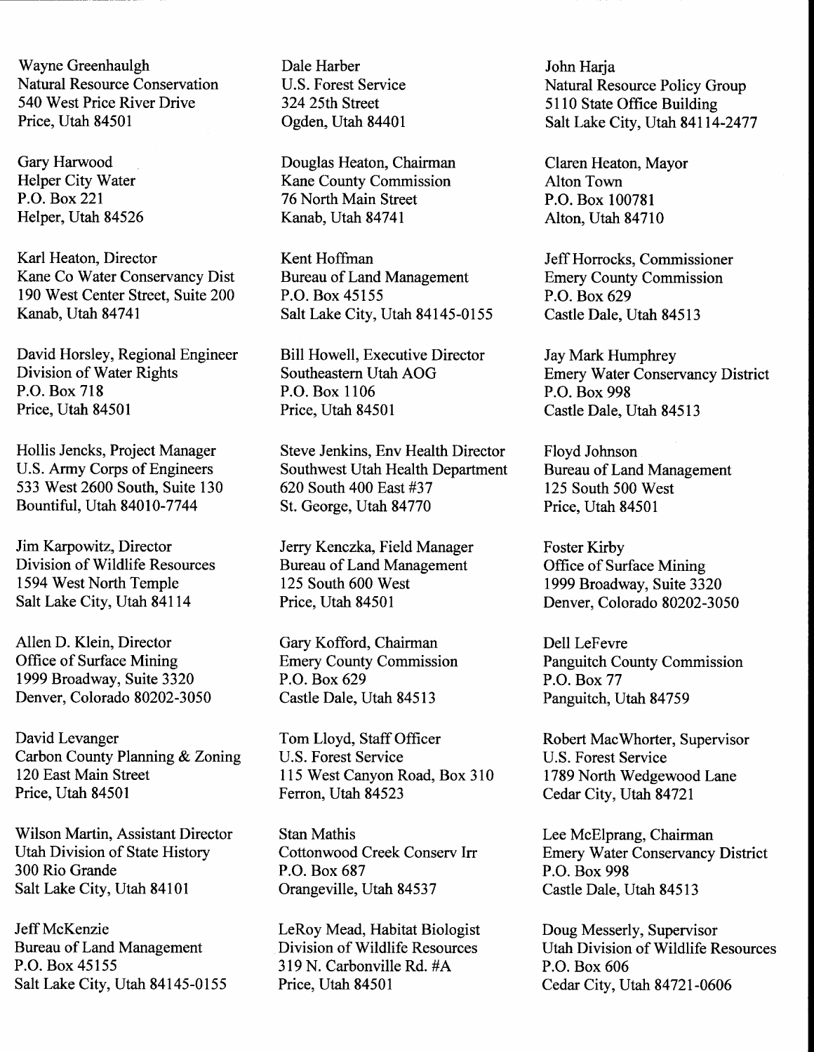Wayne Greenhaulgh
Natural Resource Conservation
540 West Price River Drive
Price, Utah 84501

Dale Harber
U.S. Forest Service
324 25th Street
Ogden, Utah 84401

John Harja
Natural Resource Policy Group
5110 State Office Building
Salt Lake City, Utah 84114-2477

Gary Harwood
Helper City Water
P.O. Box 221
Helper, Utah 84526

Douglas Heaton, Chairman
Kane County Commission
76 North Main Street
Kanab, Utah 84741

Claren Heaton, Mayor
Alton Town
P.O. Box 100781
Alton, Utah 84710

Karl Heaton, Director
Kane Co Water Conservancy Dist
190 West Center Street, Suite 200
Kanab, Utah 84741

Kent Hoffman
Bureau of Land Management
P.O. Box 45155
Salt Lake City, Utah 84145-0155

Jeff Horrocks, Commissioner
Emery County Commission
P.O. Box 629
Castle Dale, Utah 84513

David Horsley, Regional Engineer
Division of Water Rights
P.O. Box 718
Price, Utah 84501

Bill Howell, Executive Director
Southeastern Utah AOG
P.O. Box 1106
Price, Utah 84501

Jay Mark Humphrey
Emery Water Conservancy District
P.O. Box 998
Castle Dale, Utah 84513

Hollis Jencks, Project Manager
U.S. Army Corps of Engineers
533 West 2600 South, Suite 130
Bountiful, Utah 84010-7744

Steve Jenkins, Env Health Director
Southwest Utah Health Department
620 South 400 East #37
St. George, Utah 84770

Floyd Johnson
Bureau of Land Management
125 South 500 West
Price, Utah 84501

Jim Karpowitz, Director
Division of Wildlife Resources
1594 West North Temple
Salt Lake City, Utah 84114

Jerry Kenczka, Field Manager
Bureau of Land Management
125 South 600 West
Price, Utah 84501

Foster Kirby
Office of Surface Mining
1999 Broadway, Suite 3320
Denver, Colorado 80202-3050

Allen D. Klein, Director
Office of Surface Mining
1999 Broadway, Suite 3320
Denver, Colorado 80202-3050

Gary Kofford, Chairman
Emery County Commission
P.O. Box 629
Castle Dale, Utah 84513

Dell LeFevre
Panguitch County Commission
P.O. Box 77
Panguitch, Utah 84759

David Levanger
Carbon County Planning & Zoning
120 East Main Street
Price, Utah 84501

Tom Lloyd, Staff Officer
U.S. Forest Service
115 West Canyon Road, Box 310
Ferron, Utah 84523

Robert MacWhorter, Supervisor
U.S. Forest Service
1789 North Wedgewood Lane
Cedar City, Utah 84721

Wilson Martin, Assistant Director
Utah Division of State History
300 Rio Grande
Salt Lake City, Utah 84101

Stan Mathis
Cottonwood Creek Conserv Irr
P.O. Box 687
Orangeville, Utah 84537

Lee McElprang, Chairman
Emery Water Conservancy District
P.O. Box 998
Castle Dale, Utah 84513

Jeff McKenzie
Bureau of Land Management
P.O. Box 45155
Salt Lake City, Utah 84145-0155

LeRoy Mead, Habitat Biologist
Division of Wildlife Resources
319 N. Carbonville Rd. #A
Price, Utah 84501

Doug Messerly, Supervisor
Utah Division of Wildlife Resources
P.O. Box 606
Cedar City, Utah 84721-0606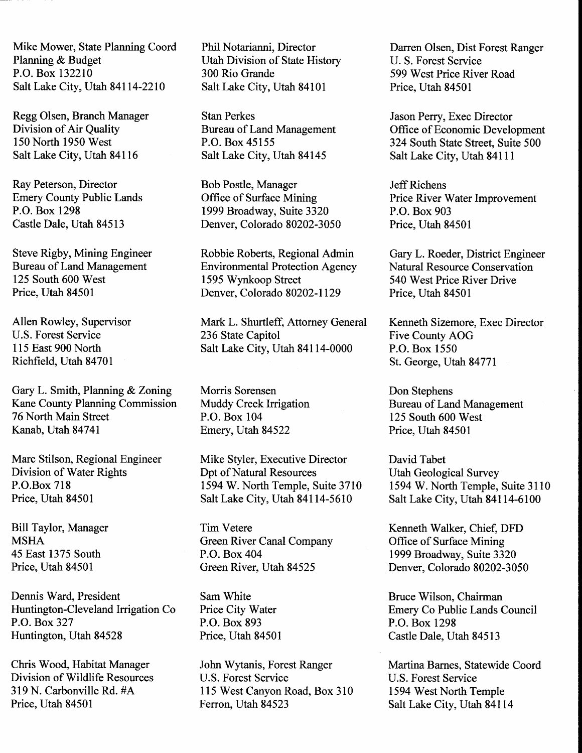Mike Mower, State Planning Coord
Planning & Budget
P.O. Box 132210
Salt Lake City, Utah 84114-2210

Phil Notarianni, Director
Utah Division of State History
300 Rio Grande
Salt Lake City, Utah 84101

Darren Olsen, Dist Forest Ranger
U. S. Forest Service
599 West Price River Road
Price, Utah 84501

Regg Olsen, Branch Manager
Division of Air Quality
150 North 1950 West
Salt Lake City, Utah 84116

Stan Perkes
Bureau of Land Management
P.O. Box 45155
Salt Lake City, Utah 84145

Jason Perry, Exec Director
Office of Economic Development
324 South State Street, Suite 500
Salt Lake City, Utah 84111

Ray Peterson, Director
Emery County Public Lands
P.O. Box 1298
Castle Dale, Utah 84513

Bob Postle, Manager
Office of Surface Mining
1999 Broadway, Suite 3320
Denver, Colorado 80202-3050

Jeff Richens
Price River Water Improvement
P.O. Box 903
Price, Utah 84501

Steve Rigby, Mining Engineer
Bureau of Land Management
125 South 600 West
Price, Utah 84501

Robbie Roberts, Regional Admin
Environmental Protection Agency
1595 Wynkoop Street
Denver, Colorado 80202-1129

Gary L. Roeder, District Engineer
Natural Resource Conservation
540 West Price River Drive
Price, Utah 84501

Allen Rowley, Supervisor
U.S. Forest Service
115 East 900 North
Richfield, Utah 84701

Mark L. Shurtleff, Attorney General
236 State Capitol
Salt Lake City, Utah 84114-0000

Kenneth Sizemore, Exec Director
Five County AOG
P.O. Box 1550
St. George, Utah 84771

Gary L. Smith, Planning & Zoning
Kane County Planning Commission
76 North Main Street
Kanab, Utah 84741

Morris Sorensen
Muddy Creek Irrigation
P.O. Box 104
Emery, Utah 84522

Don Stephens
Bureau of Land Management
125 South 600 West
Price, Utah 84501

Marc Stilson, Regional Engineer
Division of Water Rights
P.O.Box 718
Price, Utah 84501

Mike Styler, Executive Director
Dpt of Natural Resources
1594 W. North Temple, Suite 3710
Salt Lake City, Utah 84114-5610

David Tabet
Utah Geological Survey
1594 W. North Temple, Suite 3110
Salt Lake City, Utah 84114-6100

Bill Taylor, Manager
MSHA
45 East 1375 South
Price, Utah 84501

Tim Vetere
Green River Canal Company
P.O. Box 404
Green River, Utah 84525

Kenneth Walker, Chief, DFD
Office of Surface Mining
1999 Broadway, Suite 3320
Denver, Colorado 80202-3050

Dennis Ward, President
Huntington-Cleveland Irrigation Co
P.O. Box 327
Huntington, Utah 84528

Sam White
Price City Water
P.O. Box 893
Price, Utah 84501

Bruce Wilson, Chairman
Emery Co Public Lands Council
P.O. Box 1298
Castle Dale, Utah 84513

Chris Wood, Habitat Manager
Division of Wildlife Resources
319 N. Carbonville Rd. #A
Price, Utah 84501

John Wytanis, Forest Ranger
U.S. Forest Service
115 West Canyon Road, Box 310
Ferron, Utah 84523

Martina Barnes, Statewide Coord
U.S. Forest Service
1594 West North Temple
Salt Lake City, Utah 84114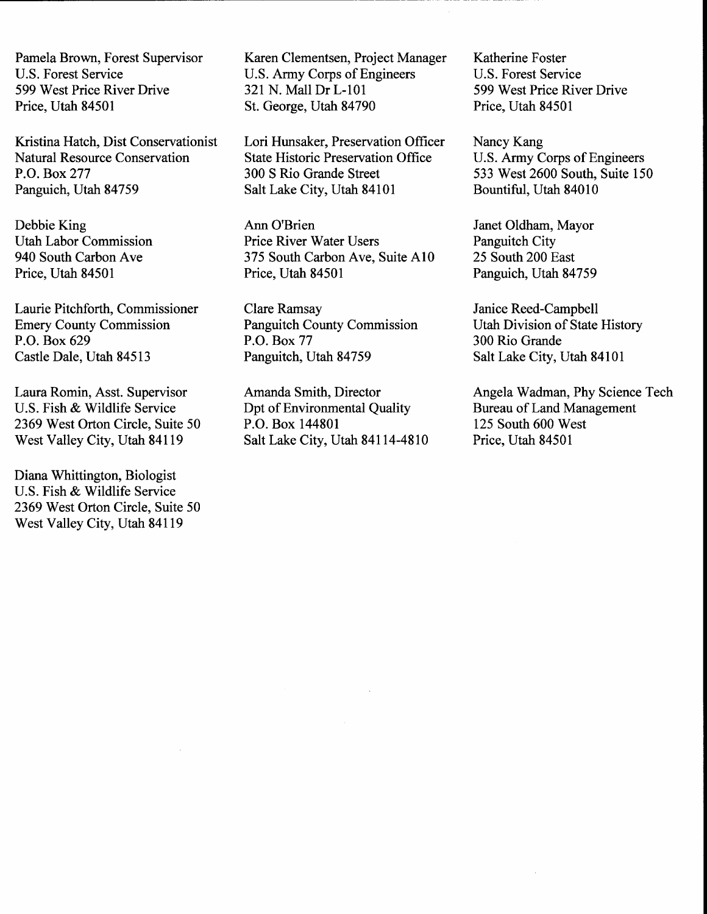Pamela Brown, Forest Supervisor
U.S. Forest Service
599 West Price River Drive
Price, Utah 84501

Karen Clementsen, Project Manager
U.S. Army Corps of Engineers
321 N. Mall Dr L-101
St. George, Utah 84790

Katherine Foster
U.S. Forest Service
599 West Price River Drive
Price, Utah 84501

Kristina Hatch, Dist Conservationist
Natural Resource Conservation
P.O. Box 277
Panguich, Utah 84759

Lori Hunsaker, Preservation Officer
State Historic Preservation Office
300 S Rio Grande Street
Salt Lake City, Utah 84101

Nancy Kang
U.S. Army Corps of Engineers
533 West 2600 South, Suite 150
Bountiful, Utah 84010

Debbie King
Utah Labor Commission
940 South Carbon Ave
Price, Utah 84501

Ann O'Brien
Price River Water Users
375 South Carbon Ave, Suite A10
Price, Utah 84501

Janet Oldham, Mayor
Panguitch City
25 South 200 East
Panguich, Utah 84759

Laurie Pitchforth, Commissioner
Emery County Commission
P.O. Box 629
Castle Dale, Utah 84513

Clare Ramsay
Panguitch County Commission
P.O. Box 77
Panguitch, Utah 84759

Janice Reed-Campbell
Utah Division of State History
300 Rio Grande
Salt Lake City, Utah 84101

Laura Romin, Asst. Supervisor
U.S. Fish & Wildlife Service
2369 West Orton Circle, Suite 50
West Valley City, Utah 84119

Amanda Smith, Director
Dpt of Environmental Quality
P.O. Box 144801
Salt Lake City, Utah 84114-4810

Angela Wadman, Phy Science Tech
Bureau of Land Management
125 South 600 West
Price, Utah 84501

Diana Whittington, Biologist
U.S. Fish & Wildlife Service
2369 West Orton Circle, Suite 50
West Valley City, Utah 84119